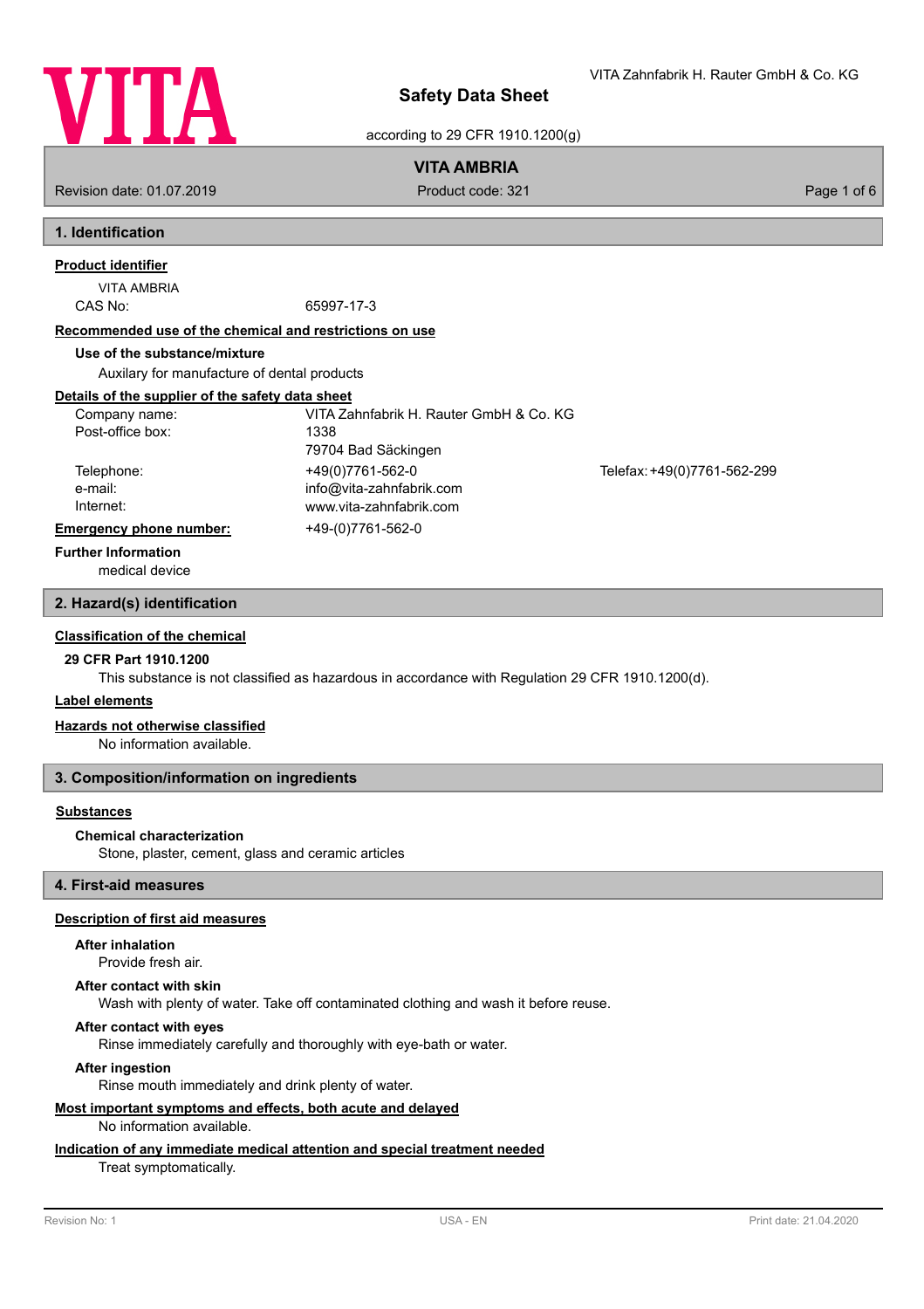# Safety Data Sheet

according to 29 CFR 1910.1200(g)

**VITA AMBRIA**

Revision date: 01.07.2019 | Product code: 321

## 1. Identification

**Product identifier**

VITA AMBRIA

CAS No: 65997-17-3

**Recommended use of the chemical and restrictions on use**

**Use of the substance/mixture**

Auxilary for manufacture of dental products

**Details of the supplier of the safety data sheet**

| | | |
|---|---|---|
| Company name: | VITA Zahnfabrik H. Rauter GmbH & Co. KG | |
| Post-office box: | 1338 | |
| | 79704 Bad Säckingen | |
| Telephone: | +49(0)7761-562-0 | Telefax: +49(0)7761-562-299 |
| e-mail: | info@vita-zahnfabrik.com | |
| Internet: | www.vita-zahnfabrik.com | |

**Emergency phone number:** +49-(0)7761-562-0

**Further Information**

medical device

## 2. Hazard(s) identification

**Classification of the chemical**

**29 CFR Part 1910.1200**

This substance is not classified as hazardous in accordance with Regulation 29 CFR 1910.1200(d).

**Label elements**

**Hazards not otherwise classified**

No information available.

## 3. Composition/information on ingredients

**Substances**

**Chemical characterization**

Stone, plaster, cement, glass and ceramic articles

## 4. First-aid measures

**Description of first aid measures**

**After inhalation**

Provide fresh air.

**After contact with skin**

Wash with plenty of water. Take off contaminated clothing and wash it before reuse.

**After contact with eyes**

Rinse immediately carefully and thoroughly with eye-bath or water.

**After ingestion**

Rinse mouth immediately and drink plenty of water.

**Most important symptoms and effects, both acute and delayed**

No information available.

**Indication of any immediate medical attention and special treatment needed**

Treat symptomatically.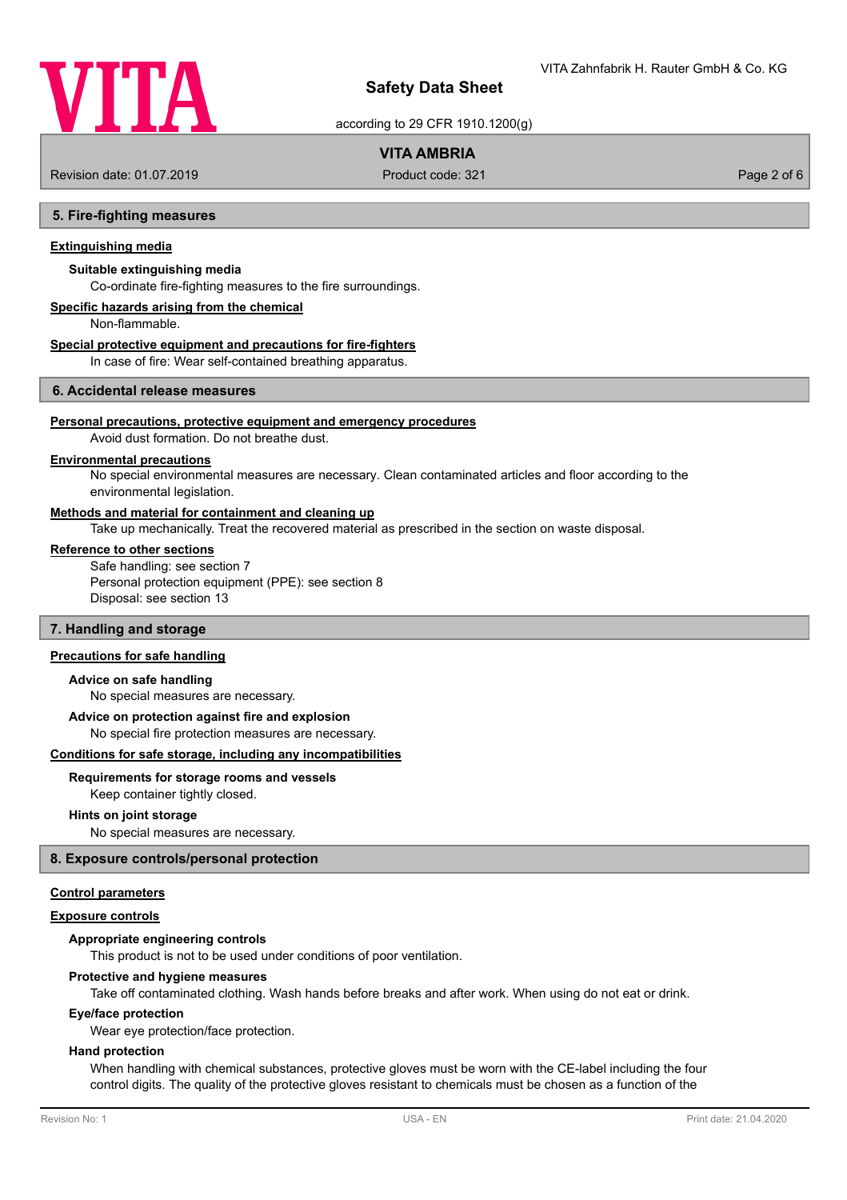## 5. Fire-fighting measures

**Extinguishing media**

**Suitable extinguishing media**

Co-ordinate fire-fighting measures to the fire surroundings.

**Specific hazards arising from the chemical**

Non-flammable.

**Special protective equipment and precautions for fire-fighters**

In case of fire: Wear self-contained breathing apparatus.

## 6. Accidental release measures

**Personal precautions, protective equipment and emergency procedures**

Avoid dust formation. Do not breathe dust.

**Environmental precautions**

No special environmental measures are necessary. Clean contaminated articles and floor according to the environmental legislation.

**Methods and material for containment and cleaning up**

Take up mechanically. Treat the recovered material as prescribed in the section on waste disposal.

**Reference to other sections**

Safe handling: see section 7
Personal protection equipment (PPE): see section 8
Disposal: see section 13

## 7. Handling and storage

**Precautions for safe handling**

**Advice on safe handling**

No special measures are necessary.

**Advice on protection against fire and explosion**

No special fire protection measures are necessary.

**Conditions for safe storage, including any incompatibilities**

**Requirements for storage rooms and vessels**

Keep container tightly closed.

**Hints on joint storage**

No special measures are necessary.

## 8. Exposure controls/personal protection

**Control parameters**

**Exposure controls**

**Appropriate engineering controls**

This product is not to be used under conditions of poor ventilation.

**Protective and hygiene measures**

Take off contaminated clothing. Wash hands before breaks and after work. When using do not eat or drink.

**Eye/face protection**

Wear eye protection/face protection.

**Hand protection**

When handling with chemical substances, protective gloves must be worn with the CE-label including the four control digits. The quality of the protective gloves resistant to chemicals must be chosen as a function of the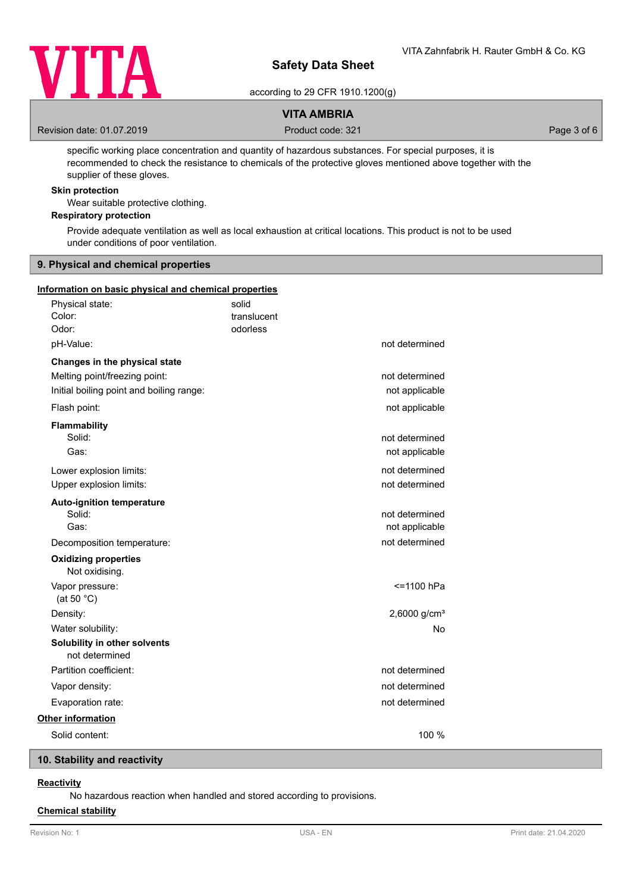specific working place concentration and quantity of hazardous substances. For special purposes, it is recommended to check the resistance to chemicals of the protective gloves mentioned above together with the supplier of these gloves.

**Skin protection**

Wear suitable protective clothing.

**Respiratory protection**

Provide adequate ventilation as well as local exhaustion at critical locations. This product is not to be used under conditions of poor ventilation.

## 9. Physical and chemical properties

**Information on basic physical and chemical properties**

| | | |
|---|---|---|
| Physical state: | solid | |
| Color: | translucent | |
| Odor: | odorless | |
| pH-Value: | | not determined |
| **Changes in the physical state** | | |
| Melting point/freezing point: | | not determined |
| Initial boiling point and boiling range: | | not applicable |
| Flash point: | | not applicable |
| **Flammability** | | |
| Solid: | | not determined |
| Gas: | | not applicable |
| Lower explosion limits: | | not determined |
| Upper explosion limits: | | not determined |
| **Auto-ignition temperature** | | |
| Solid: | | not determined |
| Gas: | | not applicable |
| Decomposition temperature: | | not determined |
| **Oxidizing properties** | | |
| Not oxidising. | | |
| Vapor pressure: (at 50 °C) | | <=1100 hPa |
| Density: | | 2,6000 g/cm³ |
| Water solubility: | | No |
| **Solubility in other solvents** | | |
| not determined | | |
| Partition coefficient: | | not determined |
| Vapor density: | | not determined |
| Evaporation rate: | | not determined |

**Other information**

| | |
|---|---|
| Solid content: | 100 % |

## 10. Stability and reactivity

**Reactivity**

No hazardous reaction when handled and stored according to provisions.

**Chemical stability**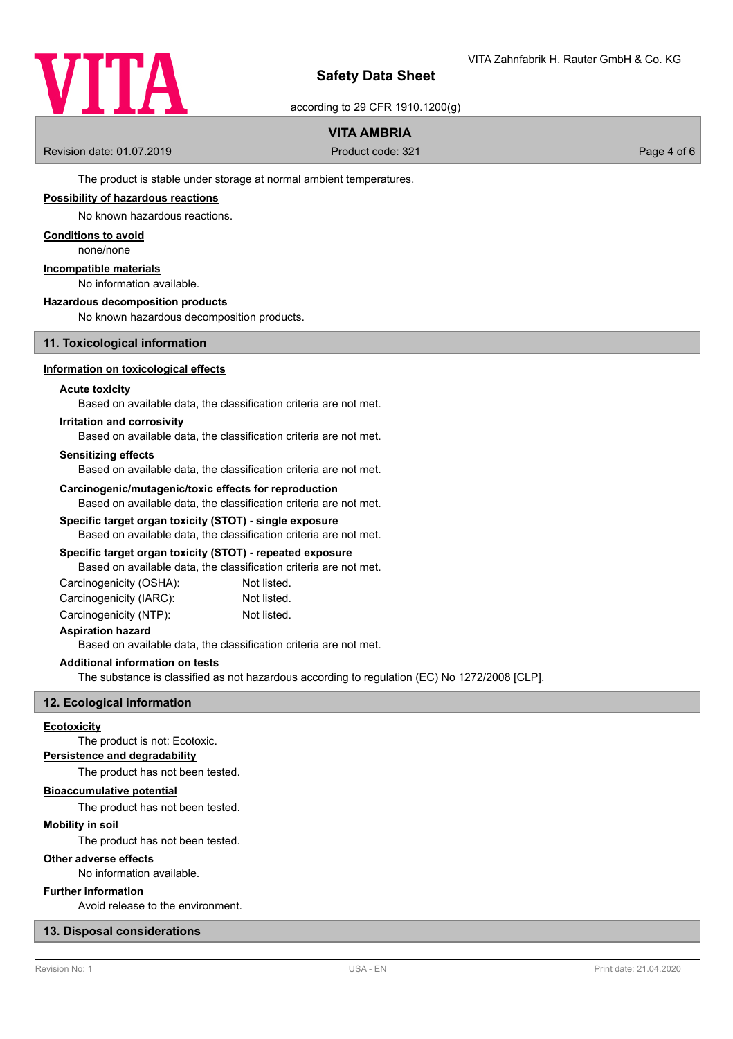The product is stable under storage at normal ambient temperatures.

**Possibility of hazardous reactions**

No known hazardous reactions.

**Conditions to avoid**

none/none

**Incompatible materials**

No information available.

**Hazardous decomposition products**

No known hazardous decomposition products.

## 11. Toxicological information

**Information on toxicological effects**

**Acute toxicity**

Based on available data, the classification criteria are not met.

**Irritation and corrosivity**

Based on available data, the classification criteria are not met.

**Sensitizing effects**

Based on available data, the classification criteria are not met.

**Carcinogenic/mutagenic/toxic effects for reproduction**

Based on available data, the classification criteria are not met.

**Specific target organ toxicity (STOT) - single exposure**

Based on available data, the classification criteria are not met.

**Specific target organ toxicity (STOT) - repeated exposure**

Based on available data, the classification criteria are not met.

Carcinogenicity (OSHA): Not listed.

Carcinogenicity (IARC): Not listed.

Carcinogenicity (NTP): Not listed.

**Aspiration hazard**

Based on available data, the classification criteria are not met.

**Additional information on tests**

The substance is classified as not hazardous according to regulation (EC) No 1272/2008 [CLP].

## 12. Ecological information

**Ecotoxicity**

The product is not: Ecotoxic.

**Persistence and degradability**

The product has not been tested.

**Bioaccumulative potential**

The product has not been tested.

**Mobility in soil**

The product has not been tested.

**Other adverse effects**

No information available.

**Further information**

Avoid release to the environment.

## 13. Disposal considerations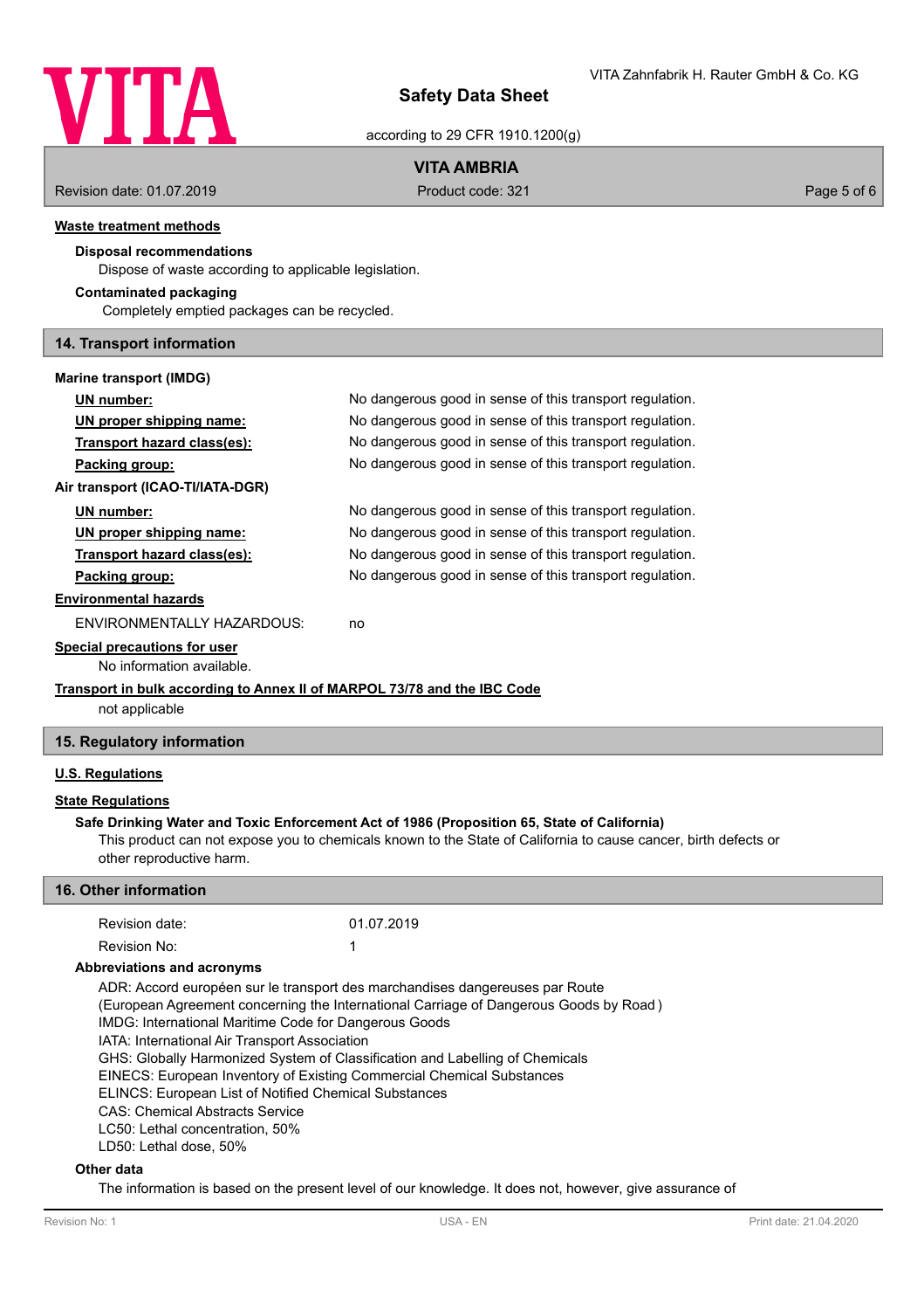### Waste treatment methods

**Disposal recommendations**

Dispose of waste according to applicable legislation.

**Contaminated packaging**

Completely emptied packages can be recycled.

## 14. Transport information

**Marine transport (IMDG)**

| | |
|---|---|
| UN number: | No dangerous good in sense of this transport regulation. |
| UN proper shipping name: | No dangerous good in sense of this transport regulation. |
| Transport hazard class(es): | No dangerous good in sense of this transport regulation. |
| Packing group: | No dangerous good in sense of this transport regulation. |

**Air transport (ICAO-TI/IATA-DGR)**

| | |
|---|---|
| UN number: | No dangerous good in sense of this transport regulation. |
| UN proper shipping name: | No dangerous good in sense of this transport regulation. |
| Transport hazard class(es): | No dangerous good in sense of this transport regulation. |
| Packing group: | No dangerous good in sense of this transport regulation. |

### Environmental hazards

ENVIRONMENTALLY HAZARDOUS: no

### Special precautions for user

No information available.

### Transport in bulk according to Annex II of MARPOL 73/78 and the IBC Code

not applicable

## 15. Regulatory information

### U.S. Regulations

### State Regulations

**Safe Drinking Water and Toxic Enforcement Act of 1986 (Proposition 65, State of California)**

This product can not expose you to chemicals known to the State of California to cause cancer, birth defects or other reproductive harm.

## 16. Other information

| | |
|---|---|
| Revision date: | 01.07.2019 |
| Revision No: | 1 |

**Abbreviations and acronyms**

ADR: Accord européen sur le transport des marchandises dangereuses par Route
(European Agreement concerning the International Carriage of Dangerous Goods by Road )
IMDG: International Maritime Code for Dangerous Goods
IATA: International Air Transport Association
GHS: Globally Harmonized System of Classification and Labelling of Chemicals
EINECS: European Inventory of Existing Commercial Chemical Substances
ELINCS: European List of Notified Chemical Substances
CAS: Chemical Abstracts Service
LC50: Lethal concentration, 50%
LD50: Lethal dose, 50%

**Other data**

The information is based on the present level of our knowledge. It does not, however, give assurance of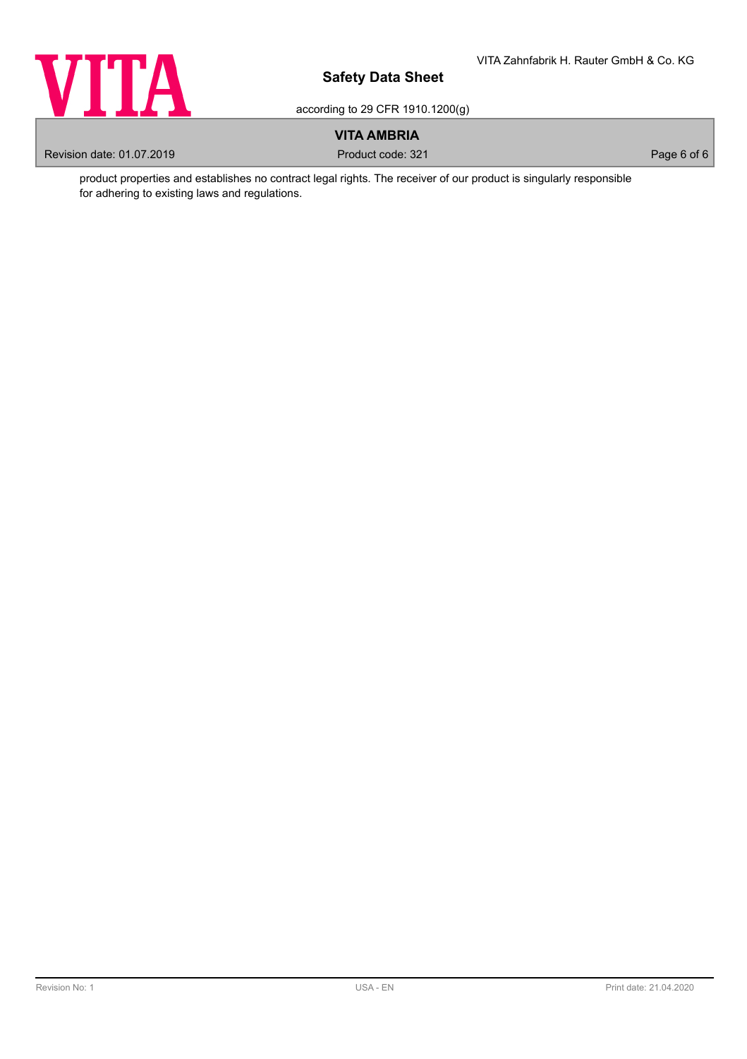product properties and establishes no contract legal rights. The receiver of our product is singularly responsible for adhering to existing laws and regulations.